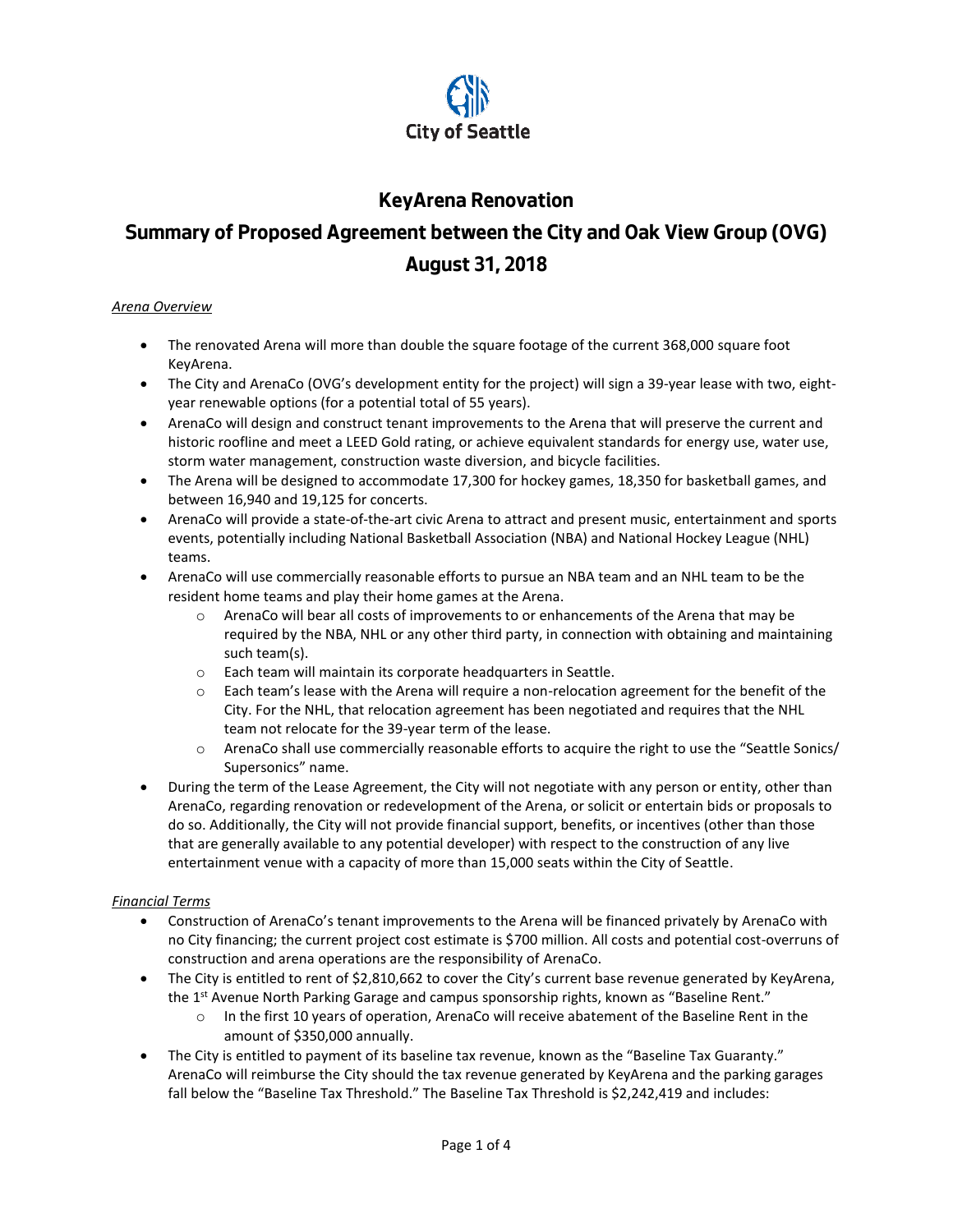City of Seattle

# KeyArena Renovation

# Summary of Proposed Agreement between the City and Oak View Group (OVG)

# August 31, 2018

*Arena Overview*

- The renovated Arena will more than double the square footage of the current 368,000 square foot KeyArena.
- The City and ArenaCo (OVG's development entity for the project) will sign a 39-year lease with two, eight-year renewable options (for a potential total of 55 years).
- ArenaCo will design and construct tenant improvements to the Arena that will preserve the current and historic roofline and meet a LEED Gold rating, or achieve equivalent standards for energy use, water use, storm water management, construction waste diversion, and bicycle facilities.
- The Arena will be designed to accommodate 17,300 for hockey games, 18,350 for basketball games, and between 16,940 and 19,125 for concerts.
- ArenaCo will provide a state-of-the-art civic Arena to attract and present music, entertainment and sports events, potentially including National Basketball Association (NBA) and National Hockey League (NHL) teams.
- ArenaCo will use commercially reasonable efforts to pursue an NBA team and an NHL team to be the resident home teams and play their home games at the Arena.
  - ArenaCo will bear all costs of improvements to or enhancements of the Arena that may be required by the NBA, NHL or any other third party, in connection with obtaining and maintaining such team(s).
  - Each team will maintain its corporate headquarters in Seattle.
  - Each team's lease with the Arena will require a non-relocation agreement for the benefit of the City. For the NHL, that relocation agreement has been negotiated and requires that the NHL team not relocate for the 39-year term of the lease.
  - ArenaCo shall use commercially reasonable efforts to acquire the right to use the "Seattle Sonics/ Supersonics" name.
- During the term of the Lease Agreement, the City will not negotiate with any person or entity, other than ArenaCo, regarding renovation or redevelopment of the Arena, or solicit or entertain bids or proposals to do so. Additionally, the City will not provide financial support, benefits, or incentives (other than those that are generally available to any potential developer) with respect to the construction of any live entertainment venue with a capacity of more than 15,000 seats within the City of Seattle.

*Financial Terms*

- Construction of ArenaCo's tenant improvements to the Arena will be financed privately by ArenaCo with no City financing; the current project cost estimate is $700 million. All costs and potential cost-overruns of construction and arena operations are the responsibility of ArenaCo.
- The City is entitled to rent of $2,810,662 to cover the City's current base revenue generated by KeyArena, the 1st Avenue North Parking Garage and campus sponsorship rights, known as "Baseline Rent."
  - In the first 10 years of operation, ArenaCo will receive abatement of the Baseline Rent in the amount of $350,000 annually.
- The City is entitled to payment of its baseline tax revenue, known as the "Baseline Tax Guaranty." ArenaCo will reimburse the City should the tax revenue generated by KeyArena and the parking garages fall below the "Baseline Tax Threshold." The Baseline Tax Threshold is $2,242,419 and includes: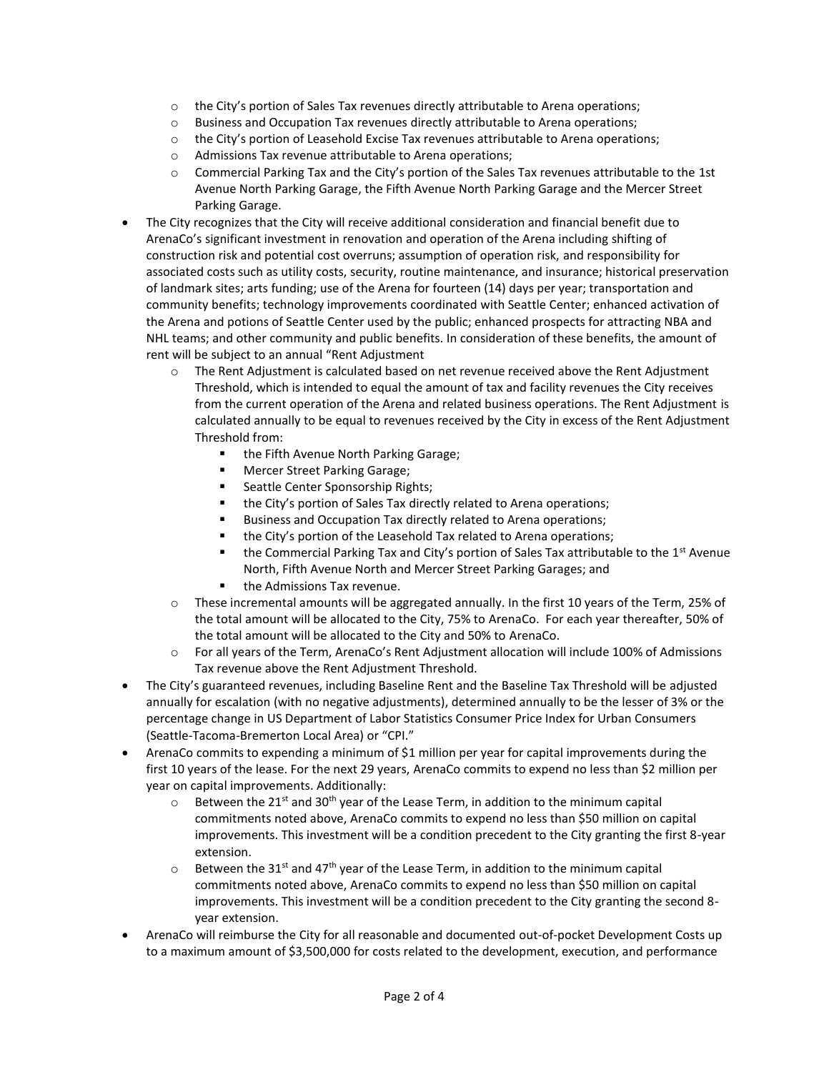- the City's portion of Sales Tax revenues directly attributable to Arena operations;
  - Business and Occupation Tax revenues directly attributable to Arena operations;
  - the City's portion of Leasehold Excise Tax revenues attributable to Arena operations;
  - Admissions Tax revenue attributable to Arena operations;
  - Commercial Parking Tax and the City's portion of the Sales Tax revenues attributable to the 1st Avenue North Parking Garage, the Fifth Avenue North Parking Garage and the Mercer Street Parking Garage.
- The City recognizes that the City will receive additional consideration and financial benefit due to ArenaCo's significant investment in renovation and operation of the Arena including shifting of construction risk and potential cost overruns; assumption of operation risk, and responsibility for associated costs such as utility costs, security, routine maintenance, and insurance; historical preservation of landmark sites; arts funding; use of the Arena for fourteen (14) days per year; transportation and community benefits; technology improvements coordinated with Seattle Center; enhanced activation of the Arena and potions of Seattle Center used by the public; enhanced prospects for attracting NBA and NHL teams; and other community and public benefits. In consideration of these benefits, the amount of rent will be subject to an annual "Rent Adjustment
  - The Rent Adjustment is calculated based on net revenue received above the Rent Adjustment Threshold, which is intended to equal the amount of tax and facility revenues the City receives from the current operation of the Arena and related business operations. The Rent Adjustment is calculated annually to be equal to revenues received by the City in excess of the Rent Adjustment Threshold from:
    - the Fifth Avenue North Parking Garage;
    - Mercer Street Parking Garage;
    - Seattle Center Sponsorship Rights;
    - the City's portion of Sales Tax directly related to Arena operations;
    - Business and Occupation Tax directly related to Arena operations;
    - the City's portion of the Leasehold Tax related to Arena operations;
    - the Commercial Parking Tax and City's portion of Sales Tax attributable to the 1st Avenue North, Fifth Avenue North and Mercer Street Parking Garages; and
    - the Admissions Tax revenue.
  - These incremental amounts will be aggregated annually. In the first 10 years of the Term, 25% of the total amount will be allocated to the City, 75% to ArenaCo. For each year thereafter, 50% of the total amount will be allocated to the City and 50% to ArenaCo.
  - For all years of the Term, ArenaCo's Rent Adjustment allocation will include 100% of Admissions Tax revenue above the Rent Adjustment Threshold.
- The City's guaranteed revenues, including Baseline Rent and the Baseline Tax Threshold will be adjusted annually for escalation (with no negative adjustments), determined annually to be the lesser of 3% or the percentage change in US Department of Labor Statistics Consumer Price Index for Urban Consumers (Seattle-Tacoma-Bremerton Local Area) or "CPI."
- ArenaCo commits to expending a minimum of $1 million per year for capital improvements during the first 10 years of the lease. For the next 29 years, ArenaCo commits to expend no less than $2 million per year on capital improvements. Additionally:
  - Between the 21st and 30th year of the Lease Term, in addition to the minimum capital commitments noted above, ArenaCo commits to expend no less than $50 million on capital improvements. This investment will be a condition precedent to the City granting the first 8-year extension.
  - Between the 31st and 47th year of the Lease Term, in addition to the minimum capital commitments noted above, ArenaCo commits to expend no less than $50 million on capital improvements. This investment will be a condition precedent to the City granting the second 8-year extension.
- ArenaCo will reimburse the City for all reasonable and documented out-of-pocket Development Costs up to a maximum amount of $3,500,000 for costs related to the development, execution, and performance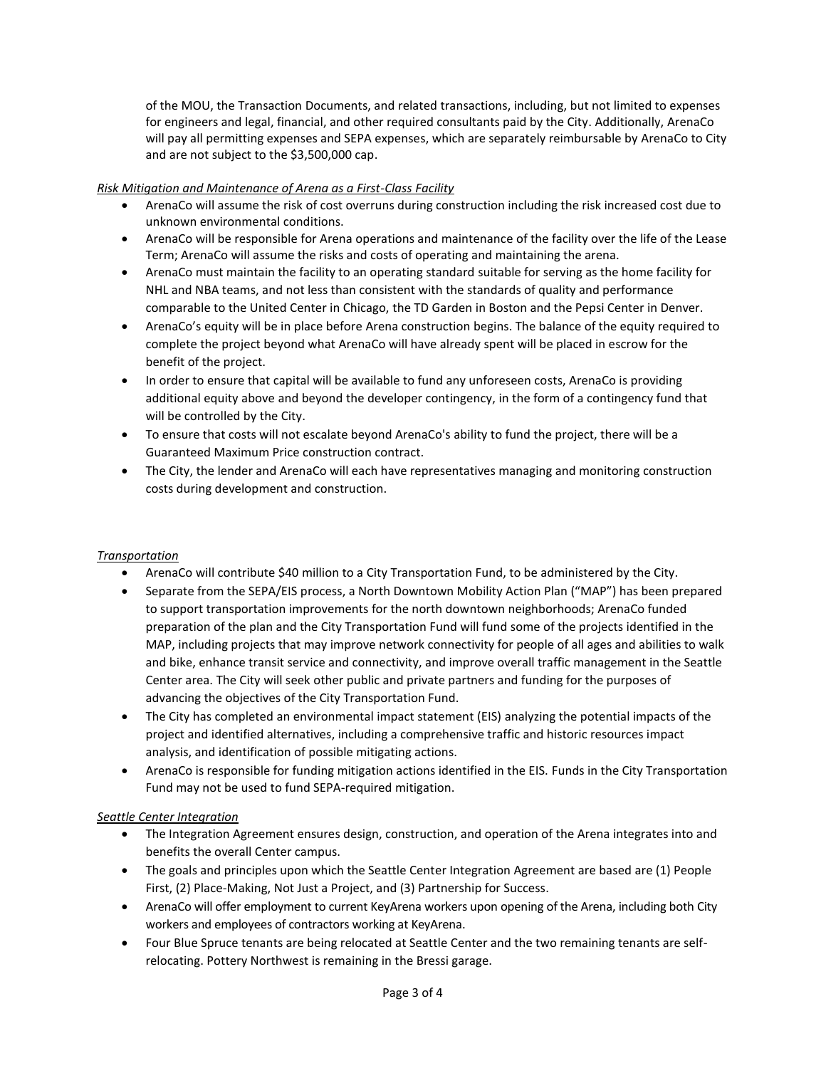of the MOU, the Transaction Documents, and related transactions, including, but not limited to expenses for engineers and legal, financial, and other required consultants paid by the City. Additionally, ArenaCo will pay all permitting expenses and SEPA expenses, which are separately reimbursable by ArenaCo to City and are not subject to the $3,500,000 cap.

*Risk Mitigation and Maintenance of Arena as a First-Class Facility*

- ArenaCo will assume the risk of cost overruns during construction including the risk increased cost due to unknown environmental conditions.
- ArenaCo will be responsible for Arena operations and maintenance of the facility over the life of the Lease Term; ArenaCo will assume the risks and costs of operating and maintaining the arena.
- ArenaCo must maintain the facility to an operating standard suitable for serving as the home facility for NHL and NBA teams, and not less than consistent with the standards of quality and performance comparable to the United Center in Chicago, the TD Garden in Boston and the Pepsi Center in Denver.
- ArenaCo's equity will be in place before Arena construction begins. The balance of the equity required to complete the project beyond what ArenaCo will have already spent will be placed in escrow for the benefit of the project.
- In order to ensure that capital will be available to fund any unforeseen costs, ArenaCo is providing additional equity above and beyond the developer contingency, in the form of a contingency fund that will be controlled by the City.
- To ensure that costs will not escalate beyond ArenaCo's ability to fund the project, there will be a Guaranteed Maximum Price construction contract.
- The City, the lender and ArenaCo will each have representatives managing and monitoring construction costs during development and construction.

*Transportation*

- ArenaCo will contribute $40 million to a City Transportation Fund, to be administered by the City.
- Separate from the SEPA/EIS process, a North Downtown Mobility Action Plan ("MAP") has been prepared to support transportation improvements for the north downtown neighborhoods; ArenaCo funded preparation of the plan and the City Transportation Fund will fund some of the projects identified in the MAP, including projects that may improve network connectivity for people of all ages and abilities to walk and bike, enhance transit service and connectivity, and improve overall traffic management in the Seattle Center area. The City will seek other public and private partners and funding for the purposes of advancing the objectives of the City Transportation Fund.
- The City has completed an environmental impact statement (EIS) analyzing the potential impacts of the project and identified alternatives, including a comprehensive traffic and historic resources impact analysis, and identification of possible mitigating actions.
- ArenaCo is responsible for funding mitigation actions identified in the EIS. Funds in the City Transportation Fund may not be used to fund SEPA-required mitigation.

*Seattle Center Integration*

- The Integration Agreement ensures design, construction, and operation of the Arena integrates into and benefits the overall Center campus.
- The goals and principles upon which the Seattle Center Integration Agreement are based are (1) People First, (2) Place-Making, Not Just a Project, and (3) Partnership for Success.
- ArenaCo will offer employment to current KeyArena workers upon opening of the Arena, including both City workers and employees of contractors working at KeyArena.
- Four Blue Spruce tenants are being relocated at Seattle Center and the two remaining tenants are self-relocating. Pottery Northwest is remaining in the Bressi garage.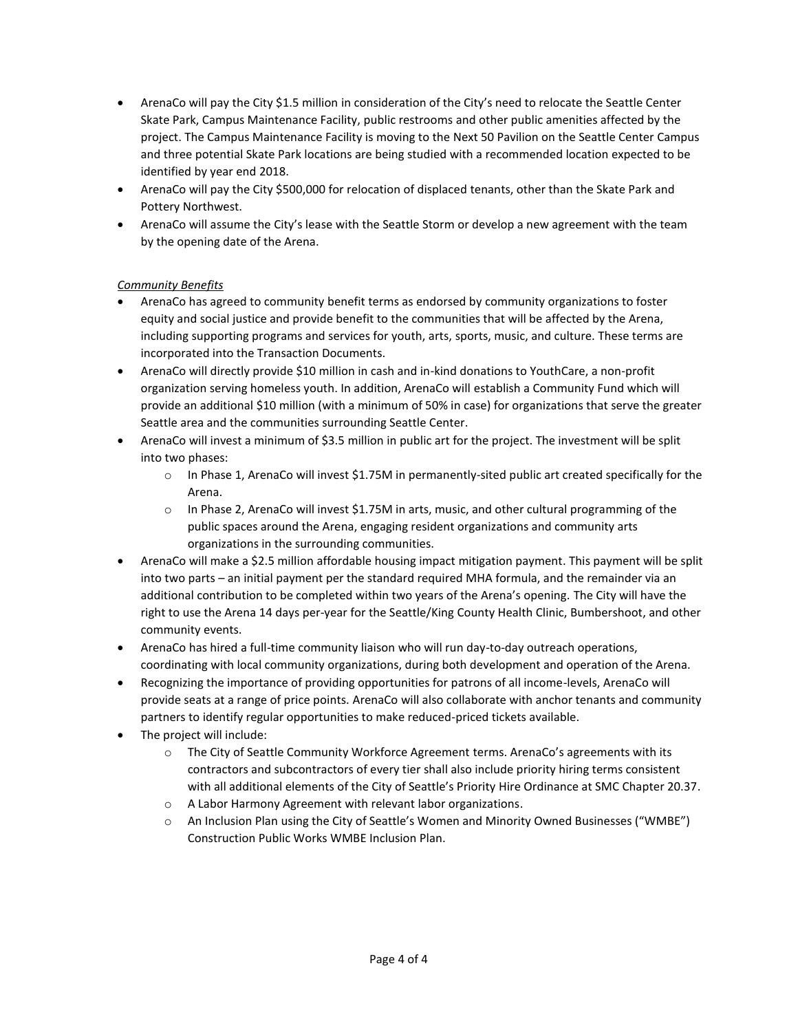- ArenaCo will pay the City $1.5 million in consideration of the City's need to relocate the Seattle Center Skate Park, Campus Maintenance Facility, public restrooms and other public amenities affected by the project. The Campus Maintenance Facility is moving to the Next 50 Pavilion on the Seattle Center Campus and three potential Skate Park locations are being studied with a recommended location expected to be identified by year end 2018.
- ArenaCo will pay the City $500,000 for relocation of displaced tenants, other than the Skate Park and Pottery Northwest.
- ArenaCo will assume the City's lease with the Seattle Storm or develop a new agreement with the team by the opening date of the Arena.

*Community Benefits*

- ArenaCo has agreed to community benefit terms as endorsed by community organizations to foster equity and social justice and provide benefit to the communities that will be affected by the Arena, including supporting programs and services for youth, arts, sports, music, and culture. These terms are incorporated into the Transaction Documents.
- ArenaCo will directly provide $10 million in cash and in-kind donations to YouthCare, a non-profit organization serving homeless youth. In addition, ArenaCo will establish a Community Fund which will provide an additional $10 million (with a minimum of 50% in case) for organizations that serve the greater Seattle area and the communities surrounding Seattle Center.
- ArenaCo will invest a minimum of $3.5 million in public art for the project. The investment will be split into two phases:
  - In Phase 1, ArenaCo will invest $1.75M in permanently-sited public art created specifically for the Arena.
  - In Phase 2, ArenaCo will invest $1.75M in arts, music, and other cultural programming of the public spaces around the Arena, engaging resident organizations and community arts organizations in the surrounding communities.
- ArenaCo will make a $2.5 million affordable housing impact mitigation payment. This payment will be split into two parts – an initial payment per the standard required MHA formula, and the remainder via an additional contribution to be completed within two years of the Arena's opening. The City will have the right to use the Arena 14 days per-year for the Seattle/King County Health Clinic, Bumbershoot, and other community events.
- ArenaCo has hired a full-time community liaison who will run day-to-day outreach operations, coordinating with local community organizations, during both development and operation of the Arena.
- Recognizing the importance of providing opportunities for patrons of all income-levels, ArenaCo will provide seats at a range of price points. ArenaCo will also collaborate with anchor tenants and community partners to identify regular opportunities to make reduced-priced tickets available.
- The project will include:
  - The City of Seattle Community Workforce Agreement terms. ArenaCo's agreements with its contractors and subcontractors of every tier shall also include priority hiring terms consistent with all additional elements of the City of Seattle's Priority Hire Ordinance at SMC Chapter 20.37.
  - A Labor Harmony Agreement with relevant labor organizations.
  - An Inclusion Plan using the City of Seattle's Women and Minority Owned Businesses ("WMBE") Construction Public Works WMBE Inclusion Plan.